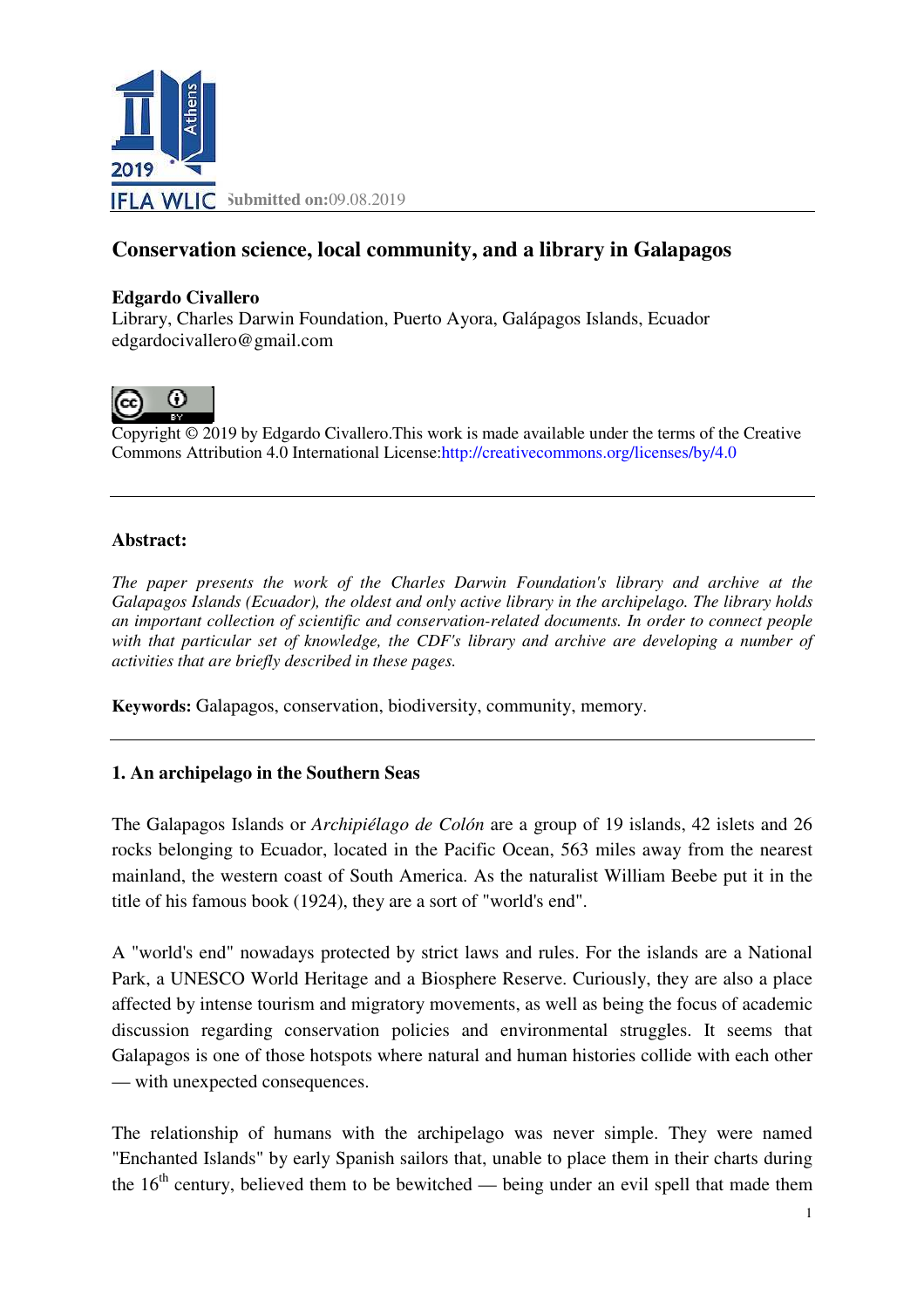Submitted on:09.08.2019

# Conservation science, local community, and a library in Galapagos

**Edgardo Civallero**
Library, Charles Darwin Foundation, Puerto Ayora, Galápagos Islands, Ecuador
edgardocivallero@gmail.com

Copyright © 2019 by Edgardo Civallero.This work is made available under the terms of the Creative Commons Attribution 4.0 International License:http://creativecommons.org/licenses/by/4.0

---

**Abstract:**

*The paper presents the work of the Charles Darwin Foundation's library and archive at the Galapagos Islands (Ecuador), the oldest and only active library in the archipelago. The library holds an important collection of scientific and conservation-related documents. In order to connect people with that particular set of knowledge, the CDF's library and archive are developing a number of activities that are briefly described in these pages.*

**Keywords:** Galapagos, conservation, biodiversity, community, memory.

---

## 1. An archipelago in the Southern Seas

The Galapagos Islands or *Archipiélago de Colón* are a group of 19 islands, 42 islets and 26 rocks belonging to Ecuador, located in the Pacific Ocean, 563 miles away from the nearest mainland, the western coast of South America. As the naturalist William Beebe put it in the title of his famous book (1924), they are a sort of "world's end".

A "world's end" nowadays protected by strict laws and rules. For the islands are a National Park, a UNESCO World Heritage and a Biosphere Reserve. Curiously, they are also a place affected by intense tourism and migratory movements, as well as being the focus of academic discussion regarding conservation policies and environmental struggles. It seems that Galapagos is one of those hotspots where natural and human histories collide with each other — with unexpected consequences.

The relationship of humans with the archipelago was never simple. They were named "Enchanted Islands" by early Spanish sailors that, unable to place them in their charts during the 16th century, believed them to be bewitched — being under an evil spell that made them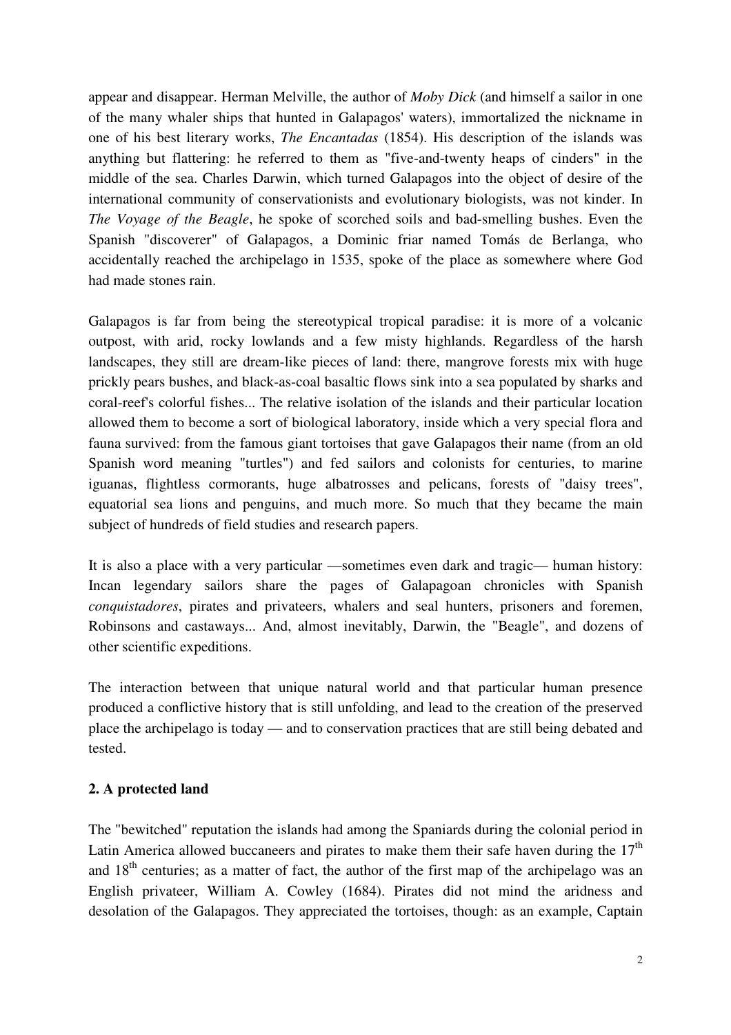appear and disappear. Herman Melville, the author of *Moby Dick* (and himself a sailor in one of the many whaler ships that hunted in Galapagos' waters), immortalized the nickname in one of his best literary works, *The Encantadas* (1854). His description of the islands was anything but flattering: he referred to them as "five-and-twenty heaps of cinders" in the middle of the sea. Charles Darwin, which turned Galapagos into the object of desire of the international community of conservationists and evolutionary biologists, was not kinder. In *The Voyage of the Beagle*, he spoke of scorched soils and bad-smelling bushes. Even the Spanish "discoverer" of Galapagos, a Dominic friar named Tomás de Berlanga, who accidentally reached the archipelago in 1535, spoke of the place as somewhere where God had made stones rain.

Galapagos is far from being the stereotypical tropical paradise: it is more of a volcanic outpost, with arid, rocky lowlands and a few misty highlands. Regardless of the harsh landscapes, they still are dream-like pieces of land: there, mangrove forests mix with huge prickly pears bushes, and black-as-coal basaltic flows sink into a sea populated by sharks and coral-reef's colorful fishes... The relative isolation of the islands and their particular location allowed them to become a sort of biological laboratory, inside which a very special flora and fauna survived: from the famous giant tortoises that gave Galapagos their name (from an old Spanish word meaning "turtles") and fed sailors and colonists for centuries, to marine iguanas, flightless cormorants, huge albatrosses and pelicans, forests of "daisy trees", equatorial sea lions and penguins, and much more. So much that they became the main subject of hundreds of field studies and research papers.

It is also a place with a very particular —sometimes even dark and tragic— human history: Incan legendary sailors share the pages of Galapagoan chronicles with Spanish *conquistadores*, pirates and privateers, whalers and seal hunters, prisoners and foremen, Robinsons and castaways... And, almost inevitably, Darwin, the "Beagle", and dozens of other scientific expeditions.

The interaction between that unique natural world and that particular human presence produced a conflictive history that is still unfolding, and lead to the creation of the preserved place the archipelago is today — and to conservation practices that are still being debated and tested.

## 2. A protected land

The "bewitched" reputation the islands had among the Spaniards during the colonial period in Latin America allowed buccaneers and pirates to make them their safe haven during the 17th and 18th centuries; as a matter of fact, the author of the first map of the archipelago was an English privateer, William A. Cowley (1684). Pirates did not mind the aridness and desolation of the Galapagos. They appreciated the tortoises, though: as an example, Captain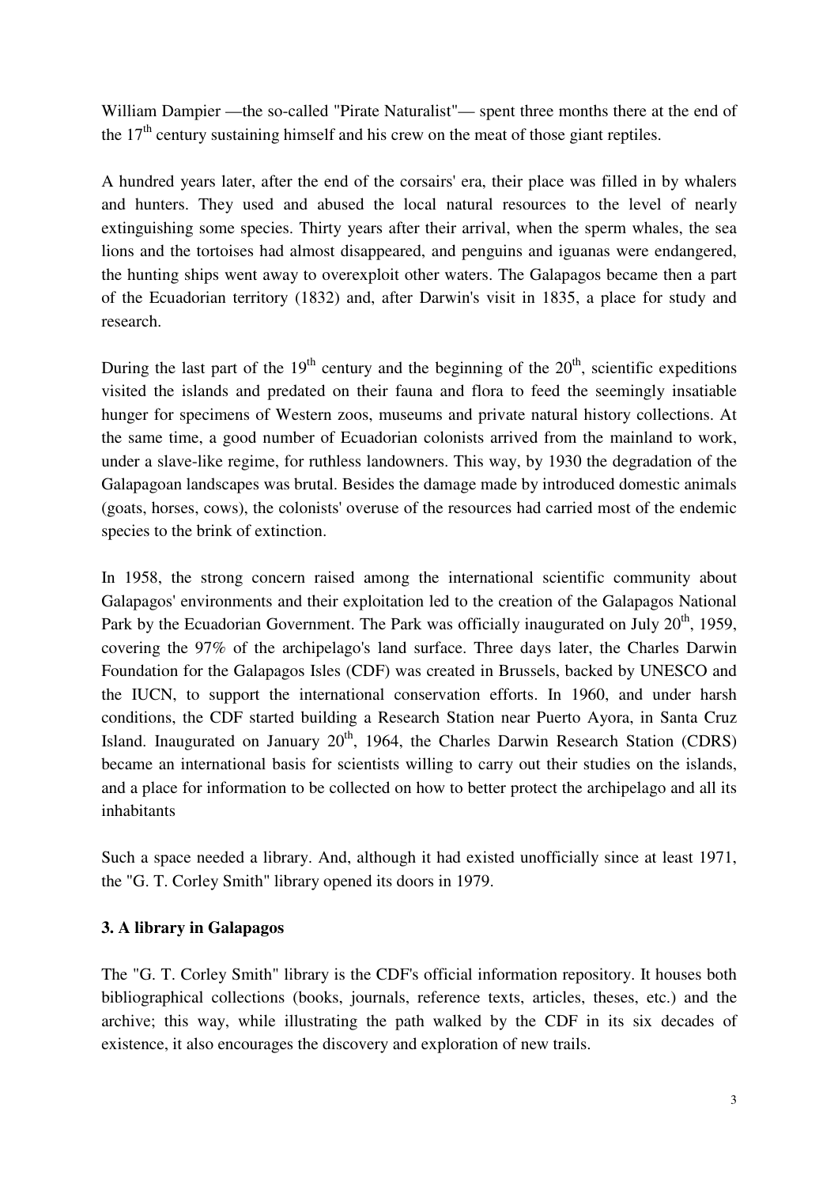William Dampier —the so-called "Pirate Naturalist"— spent three months there at the end of the 17th century sustaining himself and his crew on the meat of those giant reptiles.

A hundred years later, after the end of the corsairs' era, their place was filled in by whalers and hunters. They used and abused the local natural resources to the level of nearly extinguishing some species. Thirty years after their arrival, when the sperm whales, the sea lions and the tortoises had almost disappeared, and penguins and iguanas were endangered, the hunting ships went away to overexploit other waters. The Galapagos became then a part of the Ecuadorian territory (1832) and, after Darwin's visit in 1835, a place for study and research.

During the last part of the 19th century and the beginning of the 20th, scientific expeditions visited the islands and predated on their fauna and flora to feed the seemingly insatiable hunger for specimens of Western zoos, museums and private natural history collections. At the same time, a good number of Ecuadorian colonists arrived from the mainland to work, under a slave-like regime, for ruthless landowners. This way, by 1930 the degradation of the Galapagoan landscapes was brutal. Besides the damage made by introduced domestic animals (goats, horses, cows), the colonists' overuse of the resources had carried most of the endemic species to the brink of extinction.

In 1958, the strong concern raised among the international scientific community about Galapagos' environments and their exploitation led to the creation of the Galapagos National Park by the Ecuadorian Government. The Park was officially inaugurated on July 20th, 1959, covering the 97% of the archipelago's land surface. Three days later, the Charles Darwin Foundation for the Galapagos Isles (CDF) was created in Brussels, backed by UNESCO and the IUCN, to support the international conservation efforts. In 1960, and under harsh conditions, the CDF started building a Research Station near Puerto Ayora, in Santa Cruz Island. Inaugurated on January 20th, 1964, the Charles Darwin Research Station (CDRS) became an international basis for scientists willing to carry out their studies on the islands, and a place for information to be collected on how to better protect the archipelago and all its inhabitants

Such a space needed a library. And, although it had existed unofficially since at least 1971, the "G. T. Corley Smith" library opened its doors in 1979.

## 3. A library in Galapagos

The "G. T. Corley Smith" library is the CDF's official information repository. It houses both bibliographical collections (books, journals, reference texts, articles, theses, etc.) and the archive; this way, while illustrating the path walked by the CDF in its six decades of existence, it also encourages the discovery and exploration of new trails.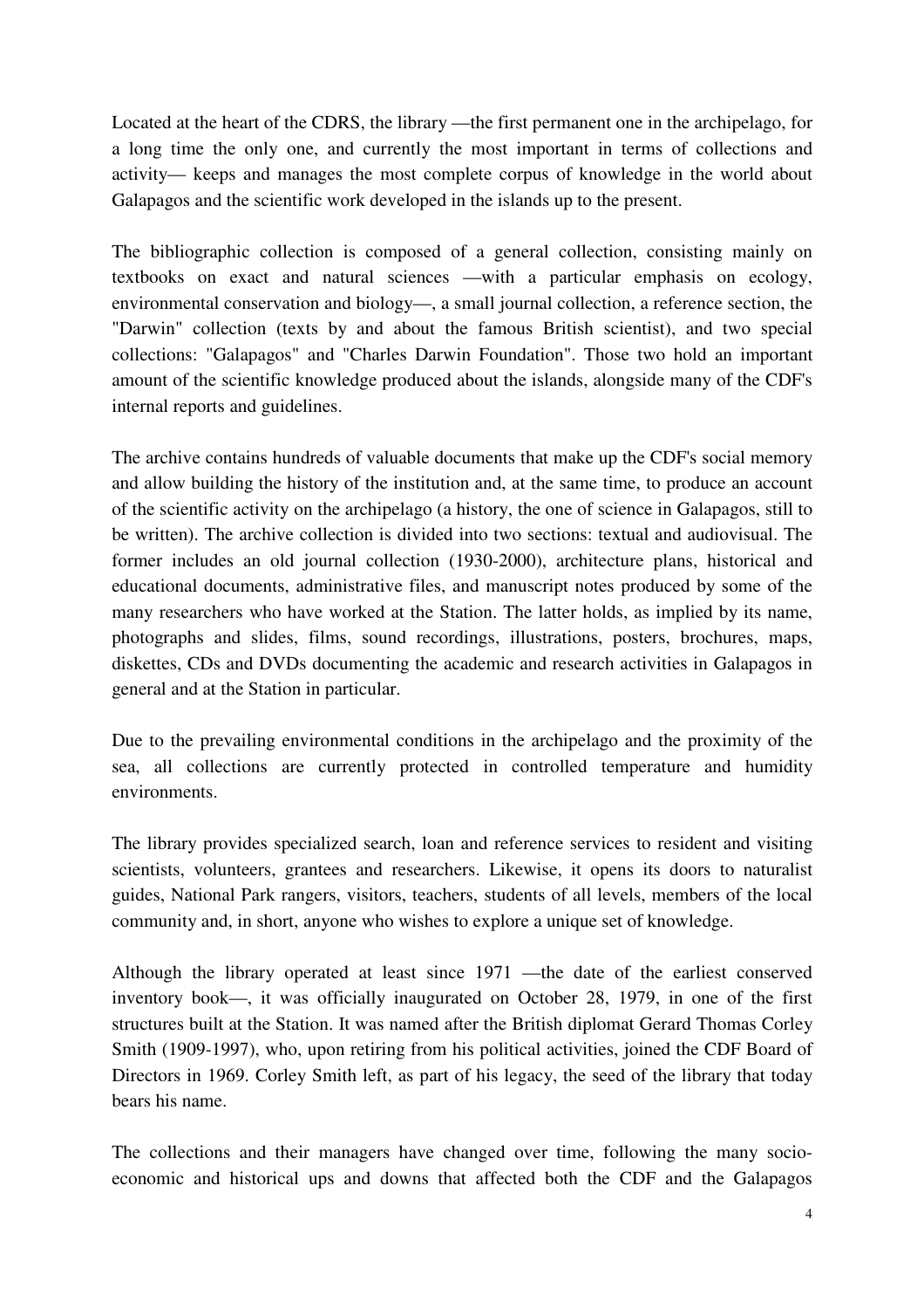Located at the heart of the CDRS, the library —the first permanent one in the archipelago, for a long time the only one, and currently the most important in terms of collections and activity— keeps and manages the most complete corpus of knowledge in the world about Galapagos and the scientific work developed in the islands up to the present.

The bibliographic collection is composed of a general collection, consisting mainly on textbooks on exact and natural sciences —with a particular emphasis on ecology, environmental conservation and biology—, a small journal collection, a reference section, the "Darwin" collection (texts by and about the famous British scientist), and two special collections: "Galapagos" and "Charles Darwin Foundation". Those two hold an important amount of the scientific knowledge produced about the islands, alongside many of the CDF's internal reports and guidelines.

The archive contains hundreds of valuable documents that make up the CDF's social memory and allow building the history of the institution and, at the same time, to produce an account of the scientific activity on the archipelago (a history, the one of science in Galapagos, still to be written). The archive collection is divided into two sections: textual and audiovisual. The former includes an old journal collection (1930-2000), architecture plans, historical and educational documents, administrative files, and manuscript notes produced by some of the many researchers who have worked at the Station. The latter holds, as implied by its name, photographs and slides, films, sound recordings, illustrations, posters, brochures, maps, diskettes, CDs and DVDs documenting the academic and research activities in Galapagos in general and at the Station in particular.

Due to the prevailing environmental conditions in the archipelago and the proximity of the sea, all collections are currently protected in controlled temperature and humidity environments.

The library provides specialized search, loan and reference services to resident and visiting scientists, volunteers, grantees and researchers. Likewise, it opens its doors to naturalist guides, National Park rangers, visitors, teachers, students of all levels, members of the local community and, in short, anyone who wishes to explore a unique set of knowledge.

Although the library operated at least since 1971 —the date of the earliest conserved inventory book—, it was officially inaugurated on October 28, 1979, in one of the first structures built at the Station. It was named after the British diplomat Gerard Thomas Corley Smith (1909-1997), who, upon retiring from his political activities, joined the CDF Board of Directors in 1969. Corley Smith left, as part of his legacy, the seed of the library that today bears his name.

The collections and their managers have changed over time, following the many socio-economic and historical ups and downs that affected both the CDF and the Galapagos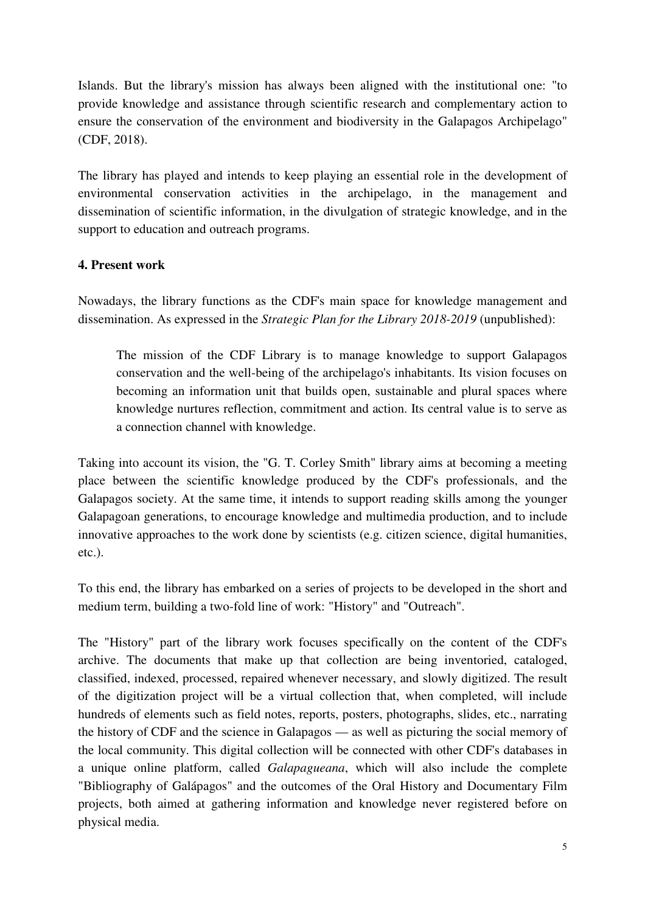Islands. But the library's mission has always been aligned with the institutional one: "to provide knowledge and assistance through scientific research and complementary action to ensure the conservation of the environment and biodiversity in the Galapagos Archipelago" (CDF, 2018).

The library has played and intends to keep playing an essential role in the development of environmental conservation activities in the archipelago, in the management and dissemination of scientific information, in the divulgation of strategic knowledge, and in the support to education and outreach programs.

## 4. Present work

Nowadays, the library functions as the CDF's main space for knowledge management and dissemination. As expressed in the *Strategic Plan for the Library 2018-2019* (unpublished):

> The mission of the CDF Library is to manage knowledge to support Galapagos conservation and the well-being of the archipelago's inhabitants. Its vision focuses on becoming an information unit that builds open, sustainable and plural spaces where knowledge nurtures reflection, commitment and action. Its central value is to serve as a connection channel with knowledge.

Taking into account its vision, the "G. T. Corley Smith" library aims at becoming a meeting place between the scientific knowledge produced by the CDF's professionals, and the Galapagos society. At the same time, it intends to support reading skills among the younger Galapagoan generations, to encourage knowledge and multimedia production, and to include innovative approaches to the work done by scientists (e.g. citizen science, digital humanities, etc.).

To this end, the library has embarked on a series of projects to be developed in the short and medium term, building a two-fold line of work: "History" and "Outreach".

The "History" part of the library work focuses specifically on the content of the CDF's archive. The documents that make up that collection are being inventoried, cataloged, classified, indexed, processed, repaired whenever necessary, and slowly digitized. The result of the digitization project will be a virtual collection that, when completed, will include hundreds of elements such as field notes, reports, posters, photographs, slides, etc., narrating the history of CDF and the science in Galapagos — as well as picturing the social memory of the local community. This digital collection will be connected with other CDF's databases in a unique online platform, called *Galapagueana*, which will also include the complete "Bibliography of Galápagos" and the outcomes of the Oral History and Documentary Film projects, both aimed at gathering information and knowledge never registered before on physical media.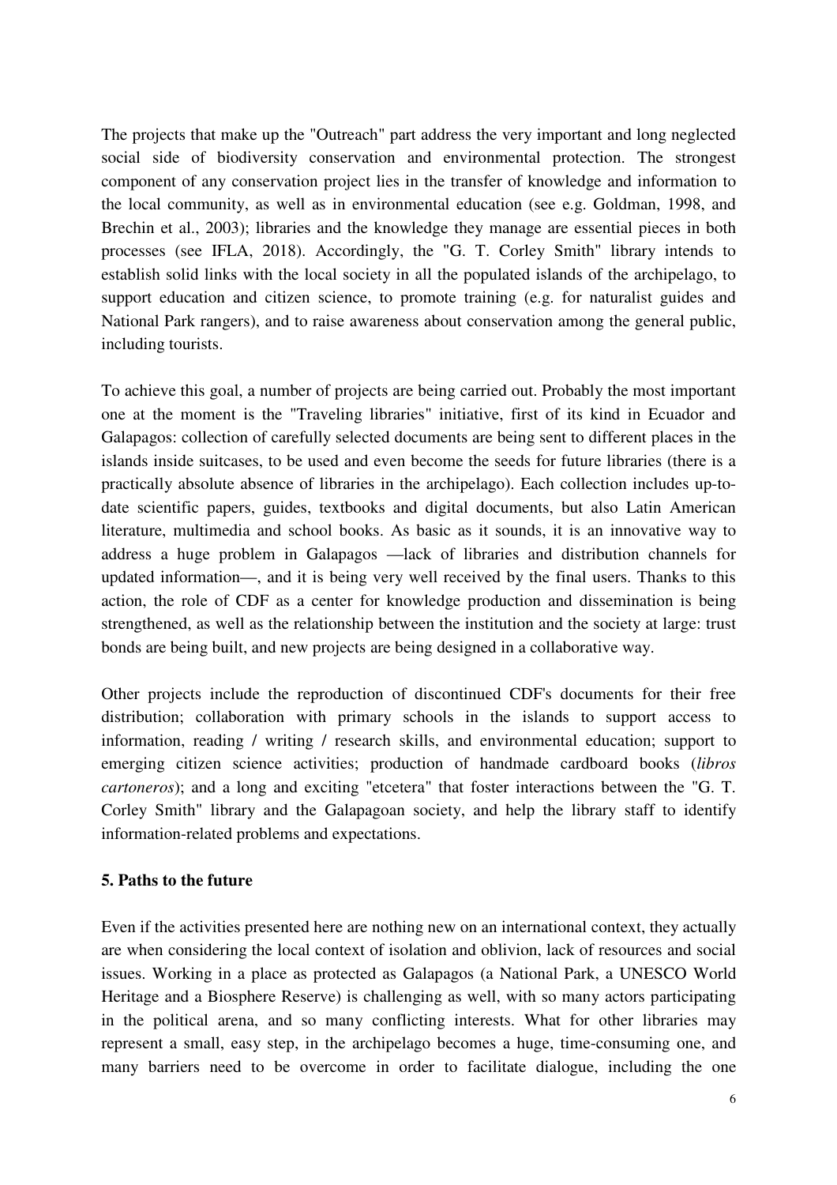The projects that make up the "Outreach" part address the very important and long neglected social side of biodiversity conservation and environmental protection. The strongest component of any conservation project lies in the transfer of knowledge and information to the local community, as well as in environmental education (see e.g. Goldman, 1998, and Brechin et al., 2003); libraries and the knowledge they manage are essential pieces in both processes (see IFLA, 2018). Accordingly, the "G. T. Corley Smith" library intends to establish solid links with the local society in all the populated islands of the archipelago, to support education and citizen science, to promote training (e.g. for naturalist guides and National Park rangers), and to raise awareness about conservation among the general public, including tourists.

To achieve this goal, a number of projects are being carried out. Probably the most important one at the moment is the "Traveling libraries" initiative, first of its kind in Ecuador and Galapagos: collection of carefully selected documents are being sent to different places in the islands inside suitcases, to be used and even become the seeds for future libraries (there is a practically absolute absence of libraries in the archipelago). Each collection includes up-to-date scientific papers, guides, textbooks and digital documents, but also Latin American literature, multimedia and school books. As basic as it sounds, it is an innovative way to address a huge problem in Galapagos —lack of libraries and distribution channels for updated information—, and it is being very well received by the final users. Thanks to this action, the role of CDF as a center for knowledge production and dissemination is being strengthened, as well as the relationship between the institution and the society at large: trust bonds are being built, and new projects are being designed in a collaborative way.

Other projects include the reproduction of discontinued CDF's documents for their free distribution; collaboration with primary schools in the islands to support access to information, reading / writing / research skills, and environmental education; support to emerging citizen science activities; production of handmade cardboard books (*libros cartoneros*); and a long and exciting "etcetera" that foster interactions between the "G. T. Corley Smith" library and the Galapagoan society, and help the library staff to identify information-related problems and expectations.

## 5. Paths to the future

Even if the activities presented here are nothing new on an international context, they actually are when considering the local context of isolation and oblivion, lack of resources and social issues. Working in a place as protected as Galapagos (a National Park, a UNESCO World Heritage and a Biosphere Reserve) is challenging as well, with so many actors participating in the political arena, and so many conflicting interests. What for other libraries may represent a small, easy step, in the archipelago becomes a huge, time-consuming one, and many barriers need to be overcome in order to facilitate dialogue, including the one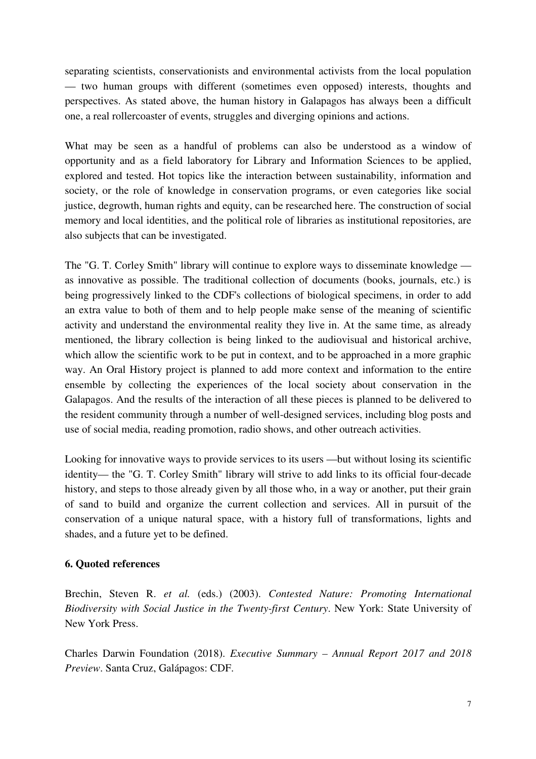separating scientists, conservationists and environmental activists from the local population — two human groups with different (sometimes even opposed) interests, thoughts and perspectives. As stated above, the human history in Galapagos has always been a difficult one, a real rollercoaster of events, struggles and diverging opinions and actions.

What may be seen as a handful of problems can also be understood as a window of opportunity and as a field laboratory for Library and Information Sciences to be applied, explored and tested. Hot topics like the interaction between sustainability, information and society, or the role of knowledge in conservation programs, or even categories like social justice, degrowth, human rights and equity, can be researched here. The construction of social memory and local identities, and the political role of libraries as institutional repositories, are also subjects that can be investigated.

The "G. T. Corley Smith" library will continue to explore ways to disseminate knowledge — as innovative as possible. The traditional collection of documents (books, journals, etc.) is being progressively linked to the CDF's collections of biological specimens, in order to add an extra value to both of them and to help people make sense of the meaning of scientific activity and understand the environmental reality they live in. At the same time, as already mentioned, the library collection is being linked to the audiovisual and historical archive, which allow the scientific work to be put in context, and to be approached in a more graphic way. An Oral History project is planned to add more context and information to the entire ensemble by collecting the experiences of the local society about conservation in the Galapagos. And the results of the interaction of all these pieces is planned to be delivered to the resident community through a number of well-designed services, including blog posts and use of social media, reading promotion, radio shows, and other outreach activities.

Looking for innovative ways to provide services to its users —but without losing its scientific identity— the "G. T. Corley Smith" library will strive to add links to its official four-decade history, and steps to those already given by all those who, in a way or another, put their grain of sand to build and organize the current collection and services. All in pursuit of the conservation of a unique natural space, with a history full of transformations, lights and shades, and a future yet to be defined.

## 6. Quoted references

Brechin, Steven R. *et al.* (eds.) (2003). *Contested Nature: Promoting International Biodiversity with Social Justice in the Twenty-first Century*. New York: State University of New York Press.

Charles Darwin Foundation (2018). *Executive Summary – Annual Report 2017 and 2018 Preview*. Santa Cruz, Galápagos: CDF.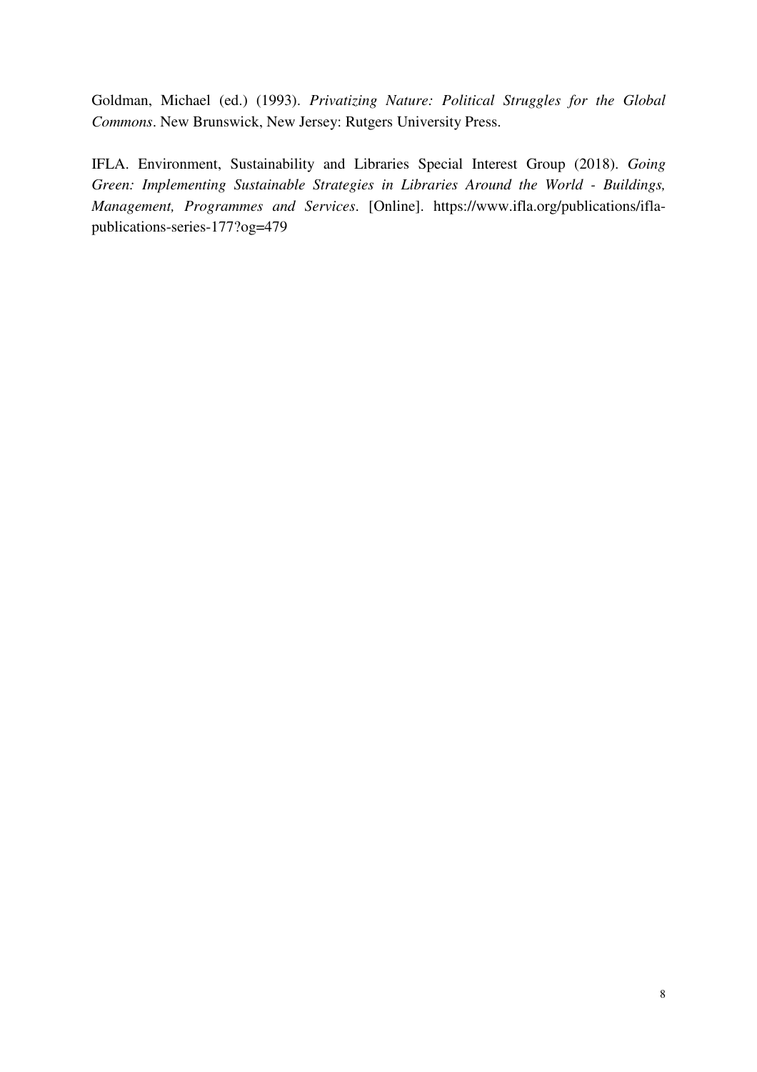Goldman, Michael (ed.) (1993). *Privatizing Nature: Political Struggles for the Global Commons*. New Brunswick, New Jersey: Rutgers University Press.

IFLA. Environment, Sustainability and Libraries Special Interest Group (2018). *Going Green: Implementing Sustainable Strategies in Libraries Around the World - Buildings, Management, Programmes and Services*. [Online]. https://www.ifla.org/publications/ifla-publications-series-177?og=479